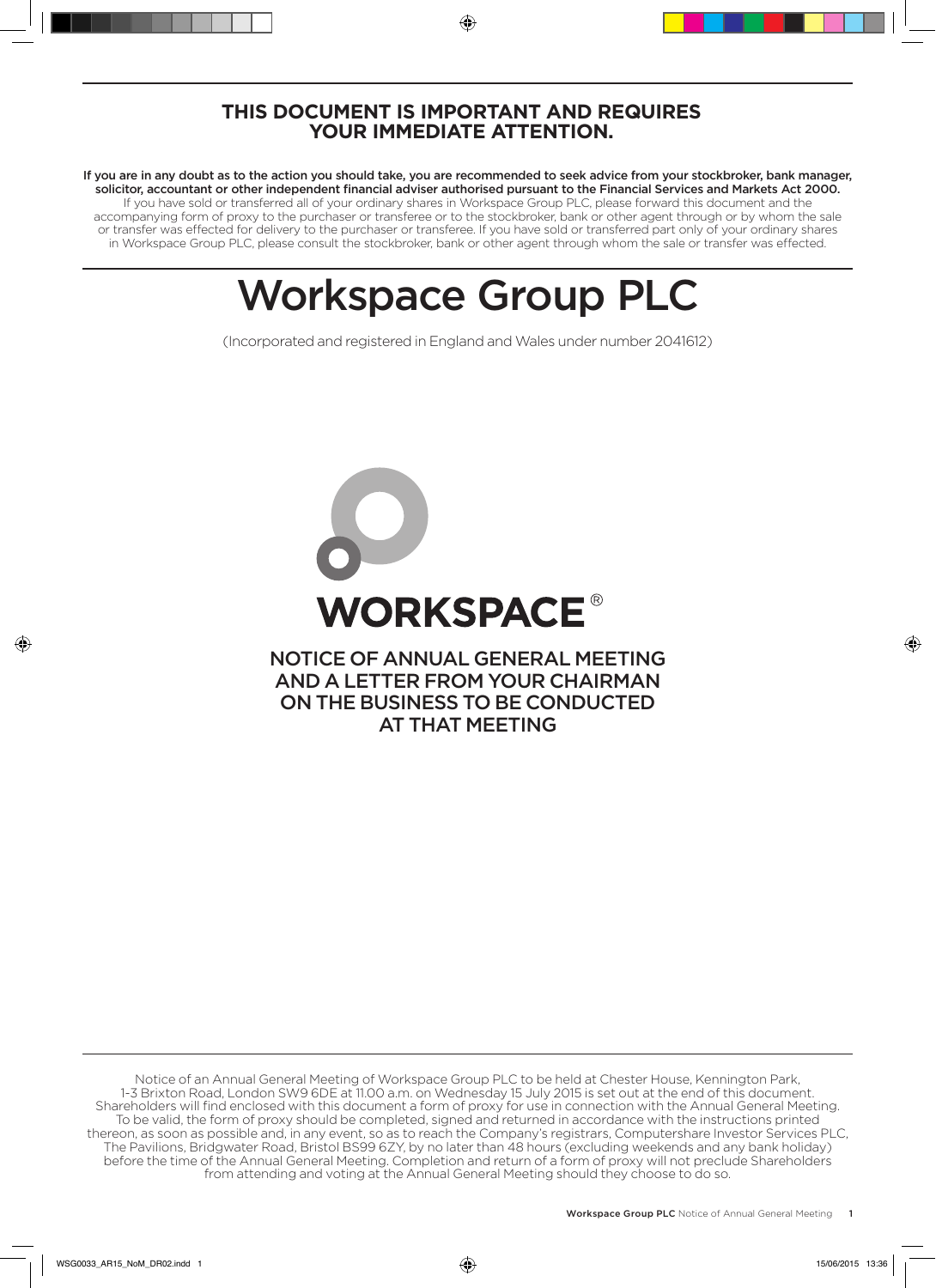# THIS DOCUMENT IS IMPORTANT AND REQUIRES YOUR IMMEDIATE ATTENTION.

**If you are in any doubt as to the action you should take, you are recommended to seek advice from your stockbroker, bank manager, solicitor, accountant or other independent financial adviser authorised pursuant to the Financial Services and Markets Act 2000.** If you have sold or transferred all of your ordinary shares in Workspace Group PLC, please forward this document and the accompanying form of proxy to the purchaser or transferee or to the stockbroker, bank or other agent through or by whom the sale or transfer was effected for delivery to the purchaser or transferee. If you have sold or transferred part only of your ordinary shares in Workspace Group PLC, please consult the stockbroker, bank or other agent through whom the sale or transfer was effected.

# Workspace Group PLC

(Incorporated and registered in England and Wales under number 2041612)

WORKSPACE®

## NOTICE OF ANNUAL GENERAL MEETING AND A LETTER FROM YOUR CHAIRMAN ON THE BUSINESS TO BE CONDUCTED AT THAT MEETING

Notice of an Annual General Meeting of Workspace Group PLC to be held at Chester House, Kennington Park, 1-3 Brixton Road, London SW9 6DE at 11.00 a.m. on Wednesday 15 July 2015 is set out at the end of this document. Shareholders will find enclosed with this document a form of proxy for use in connection with the Annual General Meeting. To be valid, the form of proxy should be completed, signed and returned in accordance with the instructions printed thereon, as soon as possible and, in any event, so as to reach the Company's registrars, Computershare Investor Services PLC, The Pavilions, Bridgwater Road, Bristol BS99 6ZY, by no later than 48 hours (excluding weekends and any bank holiday) before the time of the Annual General Meeting. Completion and return of a form of proxy will not preclude Shareholders from attending and voting at the Annual General Meeting should they choose to do so.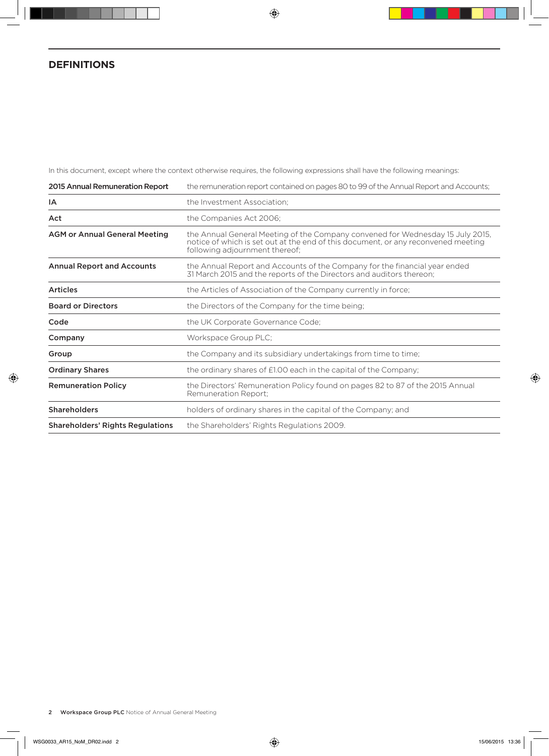# DEFINITIONS

In this document, except where the context otherwise requires, the following expressions shall have the following meanings:

| | |
|---|---|
| **2015 Annual Remuneration Report** | the remuneration report contained on pages 80 to 99 of the Annual Report and Accounts; |
| **IA** | the Investment Association; |
| **Act** | the Companies Act 2006; |
| **AGM or Annual General Meeting** | the Annual General Meeting of the Company convened for Wednesday 15 July 2015, notice of which is set out at the end of this document, or any reconvened meeting following adjournment thereof; |
| **Annual Report and Accounts** | the Annual Report and Accounts of the Company for the financial year ended 31 March 2015 and the reports of the Directors and auditors thereon; |
| **Articles** | the Articles of Association of the Company currently in force; |
| **Board or Directors** | the Directors of the Company for the time being; |
| **Code** | the UK Corporate Governance Code; |
| **Company** | Workspace Group PLC; |
| **Group** | the Company and its subsidiary undertakings from time to time; |
| **Ordinary Shares** | the ordinary shares of £1.00 each in the capital of the Company; |
| **Remuneration Policy** | the Directors' Remuneration Policy found on pages 82 to 87 of the 2015 Annual Remuneration Report; |
| **Shareholders** | holders of ordinary shares in the capital of the Company; and |
| **Shareholders' Rights Regulations** | the Shareholders' Rights Regulations 2009. |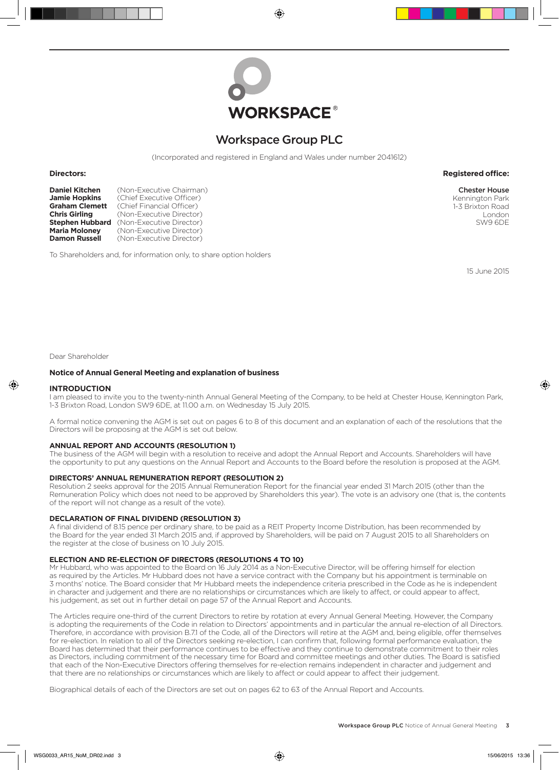WORKSPACE®

# Workspace Group PLC

(Incorporated and registered in England and Wales under number 2041612)

**Directors:**

**Daniel Kitchen** (Non-Executive Chairman)
**Jamie Hopkins** (Chief Executive Officer)
**Graham Clemett** (Chief Financial Officer)
**Chris Girling** (Non-Executive Director)
**Stephen Hubbard** (Non-Executive Director)
**Maria Moloney** (Non-Executive Director)
**Damon Russell** (Non-Executive Director)

**Registered office:**

**Chester House**
Kennington Park
1-3 Brixton Road
London
SW9 6DE

To Shareholders and, for information only, to share option holders

15 June 2015

Dear Shareholder

**Notice of Annual General Meeting and explanation of business**

### INTRODUCTION

I am pleased to invite you to the twenty-ninth Annual General Meeting of the Company, to be held at Chester House, Kennington Park, 1-3 Brixton Road, London SW9 6DE, at 11.00 a.m. on Wednesday 15 July 2015.

A formal notice convening the AGM is set out on pages 6 to 8 of this document and an explanation of each of the resolutions that the Directors will be proposing at the AGM is set out below.

### ANNUAL REPORT AND ACCOUNTS (RESOLUTION 1)

The business of the AGM will begin with a resolution to receive and adopt the Annual Report and Accounts. Shareholders will have the opportunity to put any questions on the Annual Report and Accounts to the Board before the resolution is proposed at the AGM.

### DIRECTORS' ANNUAL REMUNERATION REPORT (RESOLUTION 2)

Resolution 2 seeks approval for the 2015 Annual Remuneration Report for the financial year ended 31 March 2015 (other than the Remuneration Policy which does not need to be approved by Shareholders this year). The vote is an advisory one (that is, the contents of the report will not change as a result of the vote).

### DECLARATION OF FINAL DIVIDEND (RESOLUTION 3)

A final dividend of 8.15 pence per ordinary share, to be paid as a REIT Property Income Distribution, has been recommended by the Board for the year ended 31 March 2015 and, if approved by Shareholders, will be paid on 7 August 2015 to all Shareholders on the register at the close of business on 10 July 2015.

### ELECTION AND RE-ELECTION OF DIRECTORS (RESOLUTIONS 4 TO 10)

Mr Hubbard, who was appointed to the Board on 16 July 2014 as a Non-Executive Director, will be offering himself for election as required by the Articles. Mr Hubbard does not have a service contract with the Company but his appointment is terminable on 3 months' notice. The Board consider that Mr Hubbard meets the independence criteria prescribed in the Code as he is independent in character and judgement and there are no relationships or circumstances which are likely to affect, or could appear to affect, his judgement, as set out in further detail on page 57 of the Annual Report and Accounts.

The Articles require one-third of the current Directors to retire by rotation at every Annual General Meeting. However, the Company is adopting the requirements of the Code in relation to Directors' appointments and in particular the annual re-election of all Directors. Therefore, in accordance with provision B.7.1 of the Code, all of the Directors will retire at the AGM and, being eligible, offer themselves for re-election. In relation to all of the Directors seeking re-election, I can confirm that, following formal performance evaluation, the Board has determined that their performance continues to be effective and they continue to demonstrate commitment to their roles as Directors, including commitment of the necessary time for Board and committee meetings and other duties. The Board is satisfied that each of the Non-Executive Directors offering themselves for re-election remains independent in character and judgement and that there are no relationships or circumstances which are likely to affect or could appear to affect their judgement.

Biographical details of each of the Directors are set out on pages 62 to 63 of the Annual Report and Accounts.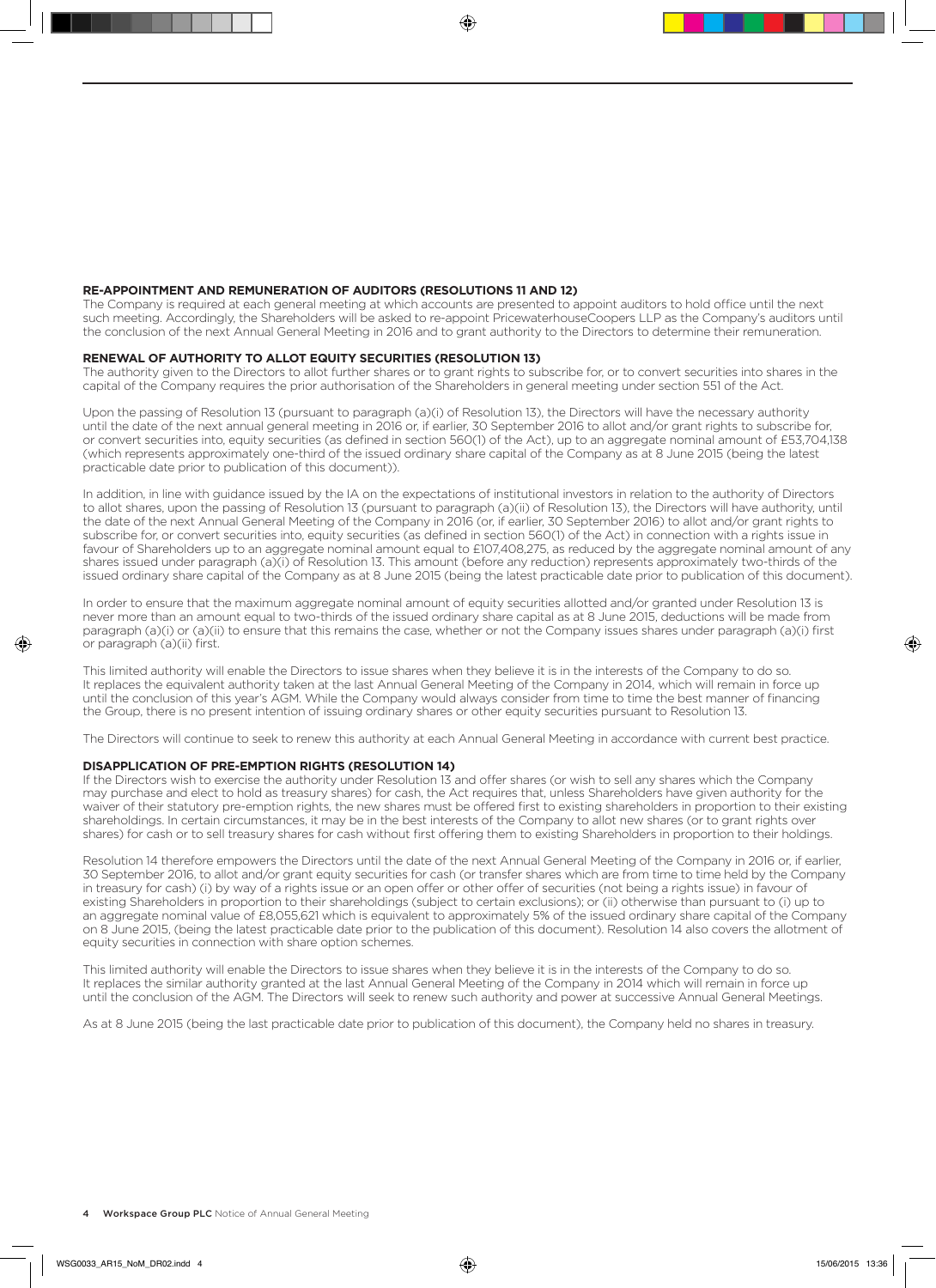## RE-APPOINTMENT AND REMUNERATION OF AUDITORS (RESOLUTIONS 11 AND 12)

The Company is required at each general meeting at which accounts are presented to appoint auditors to hold office until the next such meeting. Accordingly, the Shareholders will be asked to re-appoint PricewaterhouseCoopers LLP as the Company's auditors until the conclusion of the next Annual General Meeting in 2016 and to grant authority to the Directors to determine their remuneration.

## RENEWAL OF AUTHORITY TO ALLOT EQUITY SECURITIES (RESOLUTION 13)

The authority given to the Directors to allot further shares or to grant rights to subscribe for, or to convert securities into shares in the capital of the Company requires the prior authorisation of the Shareholders in general meeting under section 551 of the Act.

Upon the passing of Resolution 13 (pursuant to paragraph (a)(i) of Resolution 13), the Directors will have the necessary authority until the date of the next annual general meeting in 2016 or, if earlier, 30 September 2016 to allot and/or grant rights to subscribe for, or convert securities into, equity securities (as defined in section 560(1) of the Act), up to an aggregate nominal amount of £53,704,138 (which represents approximately one-third of the issued ordinary share capital of the Company as at 8 June 2015 (being the latest practicable date prior to publication of this document)).

In addition, in line with guidance issued by the IA on the expectations of institutional investors in relation to the authority of Directors to allot shares, upon the passing of Resolution 13 (pursuant to paragraph (a)(ii) of Resolution 13), the Directors will have authority, until the date of the next Annual General Meeting of the Company in 2016 (or, if earlier, 30 September 2016) to allot and/or grant rights to subscribe for, or convert securities into, equity securities (as defined in section 560(1) of the Act) in connection with a rights issue in favour of Shareholders up to an aggregate nominal amount equal to £107,408,275, as reduced by the aggregate nominal amount of any shares issued under paragraph (a)(i) of Resolution 13. This amount (before any reduction) represents approximately two-thirds of the issued ordinary share capital of the Company as at 8 June 2015 (being the latest practicable date prior to publication of this document).

In order to ensure that the maximum aggregate nominal amount of equity securities allotted and/or granted under Resolution 13 is never more than an amount equal to two-thirds of the issued ordinary share capital as at 8 June 2015, deductions will be made from paragraph (a)(i) or (a)(ii) to ensure that this remains the case, whether or not the Company issues shares under paragraph (a)(i) first or paragraph (a)(ii) first.

This limited authority will enable the Directors to issue shares when they believe it is in the interests of the Company to do so. It replaces the equivalent authority taken at the last Annual General Meeting of the Company in 2014, which will remain in force up until the conclusion of this year's AGM. While the Company would always consider from time to time the best manner of financing the Group, there is no present intention of issuing ordinary shares or other equity securities pursuant to Resolution 13.

The Directors will continue to seek to renew this authority at each Annual General Meeting in accordance with current best practice.

## DISAPPLICATION OF PRE-EMPTION RIGHTS (RESOLUTION 14)

If the Directors wish to exercise the authority under Resolution 13 and offer shares (or wish to sell any shares which the Company may purchase and elect to hold as treasury shares) for cash, the Act requires that, unless Shareholders have given authority for the waiver of their statutory pre-emption rights, the new shares must be offered first to existing shareholders in proportion to their existing shareholdings. In certain circumstances, it may be in the best interests of the Company to allot new shares (or to grant rights over shares) for cash or to sell treasury shares for cash without first offering them to existing Shareholders in proportion to their holdings.

Resolution 14 therefore empowers the Directors until the date of the next Annual General Meeting of the Company in 2016 or, if earlier, 30 September 2016, to allot and/or grant equity securities for cash (or transfer shares which are from time to time held by the Company in treasury for cash) (i) by way of a rights issue or an open offer or other offer of securities (not being a rights issue) in favour of existing Shareholders in proportion to their shareholdings (subject to certain exclusions); or (ii) otherwise than pursuant to (i) up to an aggregate nominal value of £8,055,621 which is equivalent to approximately 5% of the issued ordinary share capital of the Company on 8 June 2015, (being the latest practicable date prior to the publication of this document). Resolution 14 also covers the allotment of equity securities in connection with share option schemes.

This limited authority will enable the Directors to issue shares when they believe it is in the interests of the Company to do so. It replaces the similar authority granted at the last Annual General Meeting of the Company in 2014 which will remain in force up until the conclusion of the AGM. The Directors will seek to renew such authority and power at successive Annual General Meetings.

As at 8 June 2015 (being the last practicable date prior to publication of this document), the Company held no shares in treasury.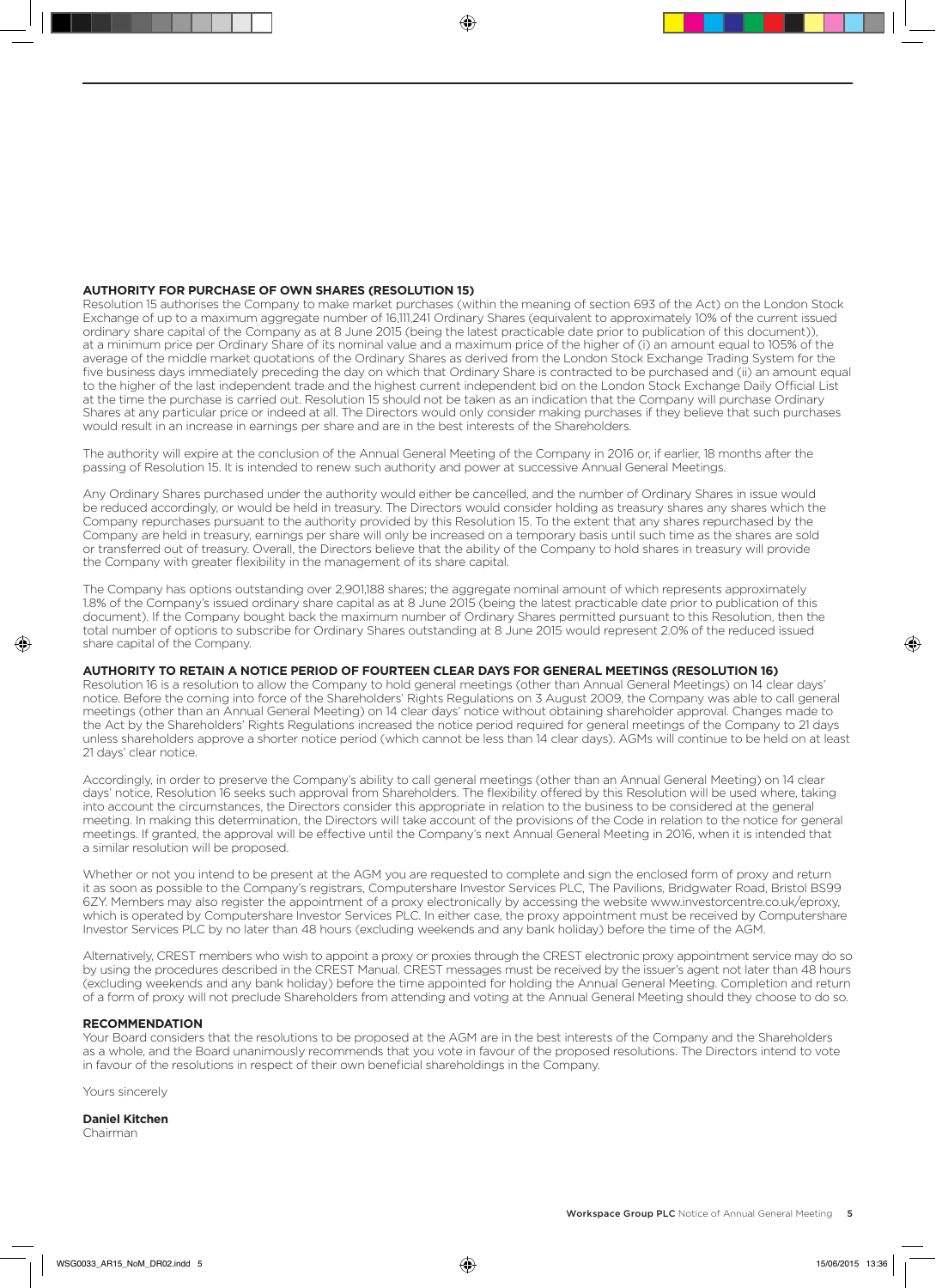**AUTHORITY FOR PURCHASE OF OWN SHARES (RESOLUTION 15)**

Resolution 15 authorises the Company to make market purchases (within the meaning of section 693 of the Act) on the London Stock Exchange of up to a maximum aggregate number of 16,111,241 Ordinary Shares (equivalent to approximately 10% of the current issued ordinary share capital of the Company as at 8 June 2015 (being the latest practicable date prior to publication of this document)), at a minimum price per Ordinary Share of its nominal value and a maximum price of the higher of (i) an amount equal to 105% of the average of the middle market quotations of the Ordinary Shares as derived from the London Stock Exchange Trading System for the five business days immediately preceding the day on which that Ordinary Share is contracted to be purchased and (ii) an amount equal to the higher of the last independent trade and the highest current independent bid on the London Stock Exchange Daily Official List at the time the purchase is carried out. Resolution 15 should not be taken as an indication that the Company will purchase Ordinary Shares at any particular price or indeed at all. The Directors would only consider making purchases if they believe that such purchases would result in an increase in earnings per share and are in the best interests of the Shareholders.

The authority will expire at the conclusion of the Annual General Meeting of the Company in 2016 or, if earlier, 18 months after the passing of Resolution 15. It is intended to renew such authority and power at successive Annual General Meetings.

Any Ordinary Shares purchased under the authority would either be cancelled, and the number of Ordinary Shares in issue would be reduced accordingly, or would be held in treasury. The Directors would consider holding as treasury shares any shares which the Company repurchases pursuant to the authority provided by this Resolution 15. To the extent that any shares repurchased by the Company are held in treasury, earnings per share will only be increased on a temporary basis until such time as the shares are sold or transferred out of treasury. Overall, the Directors believe that the ability of the Company to hold shares in treasury will provide the Company with greater flexibility in the management of its share capital.

The Company has options outstanding over 2,901,188 shares; the aggregate nominal amount of which represents approximately 1.8% of the Company's issued ordinary share capital as at 8 June 2015 (being the latest practicable date prior to publication of this document). If the Company bought back the maximum number of Ordinary Shares permitted pursuant to this Resolution, then the total number of options to subscribe for Ordinary Shares outstanding at 8 June 2015 would represent 2.0% of the reduced issued share capital of the Company.

**AUTHORITY TO RETAIN A NOTICE PERIOD OF FOURTEEN CLEAR DAYS FOR GENERAL MEETINGS (RESOLUTION 16)**

Resolution 16 is a resolution to allow the Company to hold general meetings (other than Annual General Meetings) on 14 clear days' notice. Before the coming into force of the Shareholders' Rights Regulations on 3 August 2009, the Company was able to call general meetings (other than an Annual General Meeting) on 14 clear days' notice without obtaining shareholder approval. Changes made to the Act by the Shareholders' Rights Regulations increased the notice period required for general meetings of the Company to 21 days unless shareholders approve a shorter notice period (which cannot be less than 14 clear days). AGMs will continue to be held on at least 21 days' clear notice.

Accordingly, in order to preserve the Company's ability to call general meetings (other than an Annual General Meeting) on 14 clear days' notice, Resolution 16 seeks such approval from Shareholders. The flexibility offered by this Resolution will be used where, taking into account the circumstances, the Directors consider this appropriate in relation to the business to be considered at the general meeting. In making this determination, the Directors will take account of the provisions of the Code in relation to the notice for general meetings. If granted, the approval will be effective until the Company's next Annual General Meeting in 2016, when it is intended that a similar resolution will be proposed.

Whether or not you intend to be present at the AGM you are requested to complete and sign the enclosed form of proxy and return it as soon as possible to the Company's registrars, Computershare Investor Services PLC, The Pavilions, Bridgwater Road, Bristol BS99 6ZY. Members may also register the appointment of a proxy electronically by accessing the website www.investorcentre.co.uk/eproxy, which is operated by Computershare Investor Services PLC. In either case, the proxy appointment must be received by Computershare Investor Services PLC by no later than 48 hours (excluding weekends and any bank holiday) before the time of the AGM.

Alternatively, CREST members who wish to appoint a proxy or proxies through the CREST electronic proxy appointment service may do so by using the procedures described in the CREST Manual. CREST messages must be received by the issuer's agent not later than 48 hours (excluding weekends and any bank holiday) before the time appointed for holding the Annual General Meeting. Completion and return of a form of proxy will not preclude Shareholders from attending and voting at the Annual General Meeting should they choose to do so.

**RECOMMENDATION**

Your Board considers that the resolutions to be proposed at the AGM are in the best interests of the Company and the Shareholders as a whole, and the Board unanimously recommends that you vote in favour of the proposed resolutions. The Directors intend to vote in favour of the resolutions in respect of their own beneficial shareholdings in the Company.

Yours sincerely

**Daniel Kitchen**
Chairman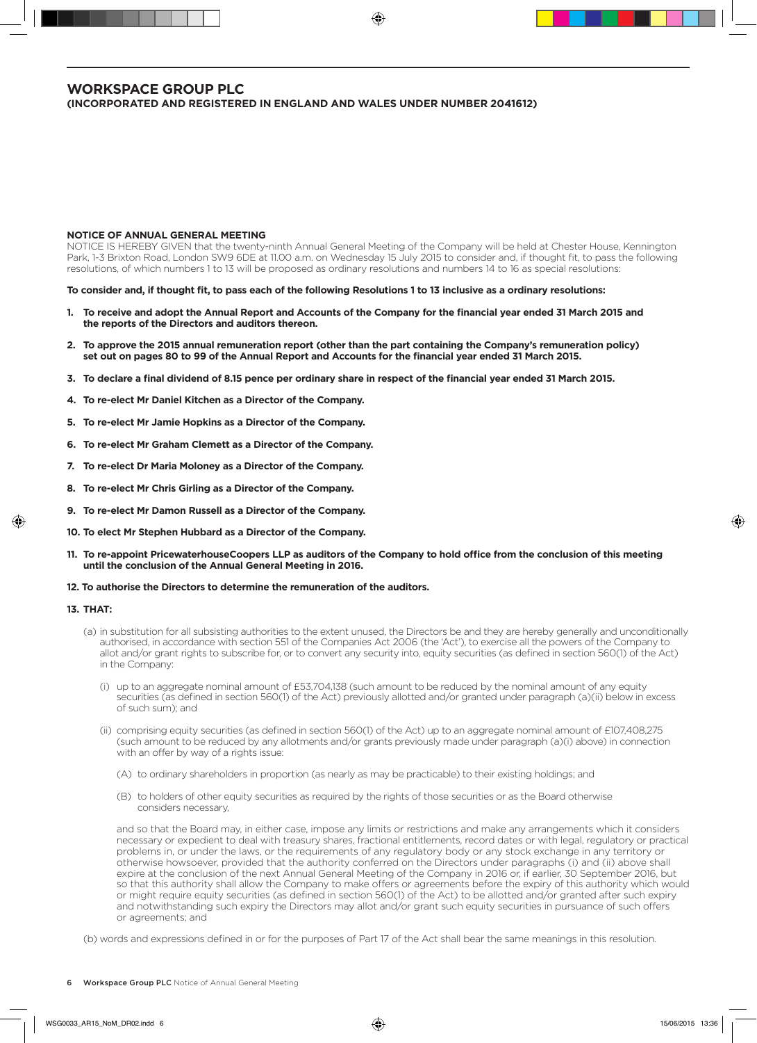# WORKSPACE GROUP PLC

**(INCORPORATED AND REGISTERED IN ENGLAND AND WALES UNDER NUMBER 2041612)**

**NOTICE OF ANNUAL GENERAL MEETING**

NOTICE IS HEREBY GIVEN that the twenty-ninth Annual General Meeting of the Company will be held at Chester House, Kennington Park, 1-3 Brixton Road, London SW9 6DE at 11.00 a.m. on Wednesday 15 July 2015 to consider and, if thought fit, to pass the following resolutions, of which numbers 1 to 13 will be proposed as ordinary resolutions and numbers 14 to 16 as special resolutions:

**To consider and, if thought fit, to pass each of the following Resolutions 1 to 13 inclusive as a ordinary resolutions:**

1. **To receive and adopt the Annual Report and Accounts of the Company for the financial year ended 31 March 2015 and the reports of the Directors and auditors thereon.**
2. **To approve the 2015 annual remuneration report (other than the part containing the Company's remuneration policy) set out on pages 80 to 99 of the Annual Report and Accounts for the financial year ended 31 March 2015.**
3. **To declare a final dividend of 8.15 pence per ordinary share in respect of the financial year ended 31 March 2015.**
4. **To re-elect Mr Daniel Kitchen as a Director of the Company.**
5. **To re-elect Mr Jamie Hopkins as a Director of the Company.**
6. **To re-elect Mr Graham Clemett as a Director of the Company.**
7. **To re-elect Dr Maria Moloney as a Director of the Company.**
8. **To re-elect Mr Chris Girling as a Director of the Company.**
9. **To re-elect Mr Damon Russell as a Director of the Company.**
10. **To elect Mr Stephen Hubbard as a Director of the Company.**
11. **To re-appoint PricewaterhouseCoopers LLP as auditors of the Company to hold office from the conclusion of this meeting until the conclusion of the Annual General Meeting in 2016.**
12. **To authorise the Directors to determine the remuneration of the auditors.**
13. **THAT:**

(a) in substitution for all subsisting authorities to the extent unused, the Directors be and they are hereby generally and unconditionally authorised, in accordance with section 551 of the Companies Act 2006 (the 'Act'), to exercise all the powers of the Company to allot and/or grant rights to subscribe for, or to convert any security into, equity securities (as defined in section 560(1) of the Act) in the Company:

(i) up to an aggregate nominal amount of £53,704,138 (such amount to be reduced by the nominal amount of any equity securities (as defined in section 560(1) of the Act) previously allotted and/or granted under paragraph (a)(ii) below in excess of such sum); and

(ii) comprising equity securities (as defined in section 560(1) of the Act) up to an aggregate nominal amount of £107,408,275 (such amount to be reduced by any allotments and/or grants previously made under paragraph (a)(i) above) in connection with an offer by way of a rights issue:

(A) to ordinary shareholders in proportion (as nearly as may be practicable) to their existing holdings; and

(B) to holders of other equity securities as required by the rights of those securities or as the Board otherwise considers necessary,

and so that the Board may, in either case, impose any limits or restrictions and make any arrangements which it considers necessary or expedient to deal with treasury shares, fractional entitlements, record dates or with legal, regulatory or practical problems in, or under the laws, or the requirements of any regulatory body or any stock exchange in any territory or otherwise howsoever, provided that the authority conferred on the Directors under paragraphs (i) and (ii) above shall expire at the conclusion of the next Annual General Meeting of the Company in 2016 or, if earlier, 30 September 2016, but so that this authority shall allow the Company to make offers or agreements before the expiry of this authority which would or might require equity securities (as defined in section 560(1) of the Act) to be allotted and/or granted after such expiry and notwithstanding such expiry the Directors may allot and/or grant such equity securities in pursuance of such offers or agreements; and

(b) words and expressions defined in or for the purposes of Part 17 of the Act shall bear the same meanings in this resolution.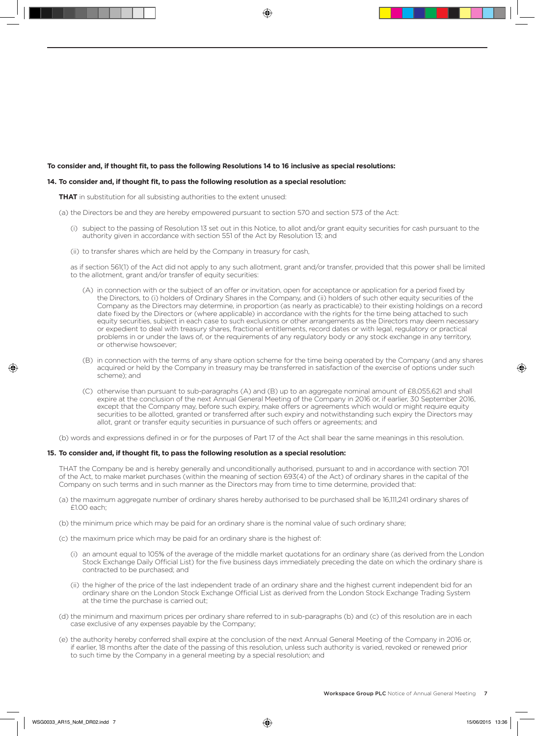**To consider and, if thought fit, to pass the following Resolutions 14 to 16 inclusive as special resolutions:**

**14. To consider and, if thought fit, to pass the following resolution as a special resolution:**

**THAT** in substitution for all subsisting authorities to the extent unused:

(a) the Directors be and they are hereby empowered pursuant to section 570 and section 573 of the Act:

(i) subject to the passing of Resolution 13 set out in this Notice, to allot and/or grant equity securities for cash pursuant to the authority given in accordance with section 551 of the Act by Resolution 13; and

(ii) to transfer shares which are held by the Company in treasury for cash,

as if section 561(1) of the Act did not apply to any such allotment, grant and/or transfer, provided that this power shall be limited to the allotment, grant and/or transfer of equity securities:

(A) in connection with or the subject of an offer or invitation, open for acceptance or application for a period fixed by the Directors, to (i) holders of Ordinary Shares in the Company, and (ii) holders of such other equity securities of the Company as the Directors may determine, in proportion (as nearly as practicable) to their existing holdings on a record date fixed by the Directors or (where applicable) in accordance with the rights for the time being attached to such equity securities, subject in each case to such exclusions or other arrangements as the Directors may deem necessary or expedient to deal with treasury shares, fractional entitlements, record dates or with legal, regulatory or practical problems in or under the laws of, or the requirements of any regulatory body or any stock exchange in any territory, or otherwise howsoever;

(B) in connection with the terms of any share option scheme for the time being operated by the Company (and any shares acquired or held by the Company in treasury may be transferred in satisfaction of the exercise of options under such scheme); and

(C) otherwise than pursuant to sub-paragraphs (A) and (B) up to an aggregate nominal amount of £8,055,621 and shall expire at the conclusion of the next Annual General Meeting of the Company in 2016 or, if earlier, 30 September 2016, except that the Company may, before such expiry, make offers or agreements which would or might require equity securities to be allotted, granted or transferred after such expiry and notwithstanding such expiry the Directors may allot, grant or transfer equity securities in pursuance of such offers or agreements; and

(b) words and expressions defined in or for the purposes of Part 17 of the Act shall bear the same meanings in this resolution.

**15. To consider and, if thought fit, to pass the following resolution as a special resolution:**

THAT the Company be and is hereby generally and unconditionally authorised, pursuant to and in accordance with section 701 of the Act, to make market purchases (within the meaning of section 693(4) of the Act) of ordinary shares in the capital of the Company on such terms and in such manner as the Directors may from time to time determine, provided that:

(a) the maximum aggregate number of ordinary shares hereby authorised to be purchased shall be 16,111,241 ordinary shares of £1.00 each;

(b) the minimum price which may be paid for an ordinary share is the nominal value of such ordinary share;

(c) the maximum price which may be paid for an ordinary share is the highest of:

(i) an amount equal to 105% of the average of the middle market quotations for an ordinary share (as derived from the London Stock Exchange Daily Official List) for the five business days immediately preceding the date on which the ordinary share is contracted to be purchased; and

(ii) the higher of the price of the last independent trade of an ordinary share and the highest current independent bid for an ordinary share on the London Stock Exchange Official List as derived from the London Stock Exchange Trading System at the time the purchase is carried out;

(d) the minimum and maximum prices per ordinary share referred to in sub-paragraphs (b) and (c) of this resolution are in each case exclusive of any expenses payable by the Company;

(e) the authority hereby conferred shall expire at the conclusion of the next Annual General Meeting of the Company in 2016 or, if earlier, 18 months after the date of the passing of this resolution, unless such authority is varied, revoked or renewed prior to such time by the Company in a general meeting by a special resolution; and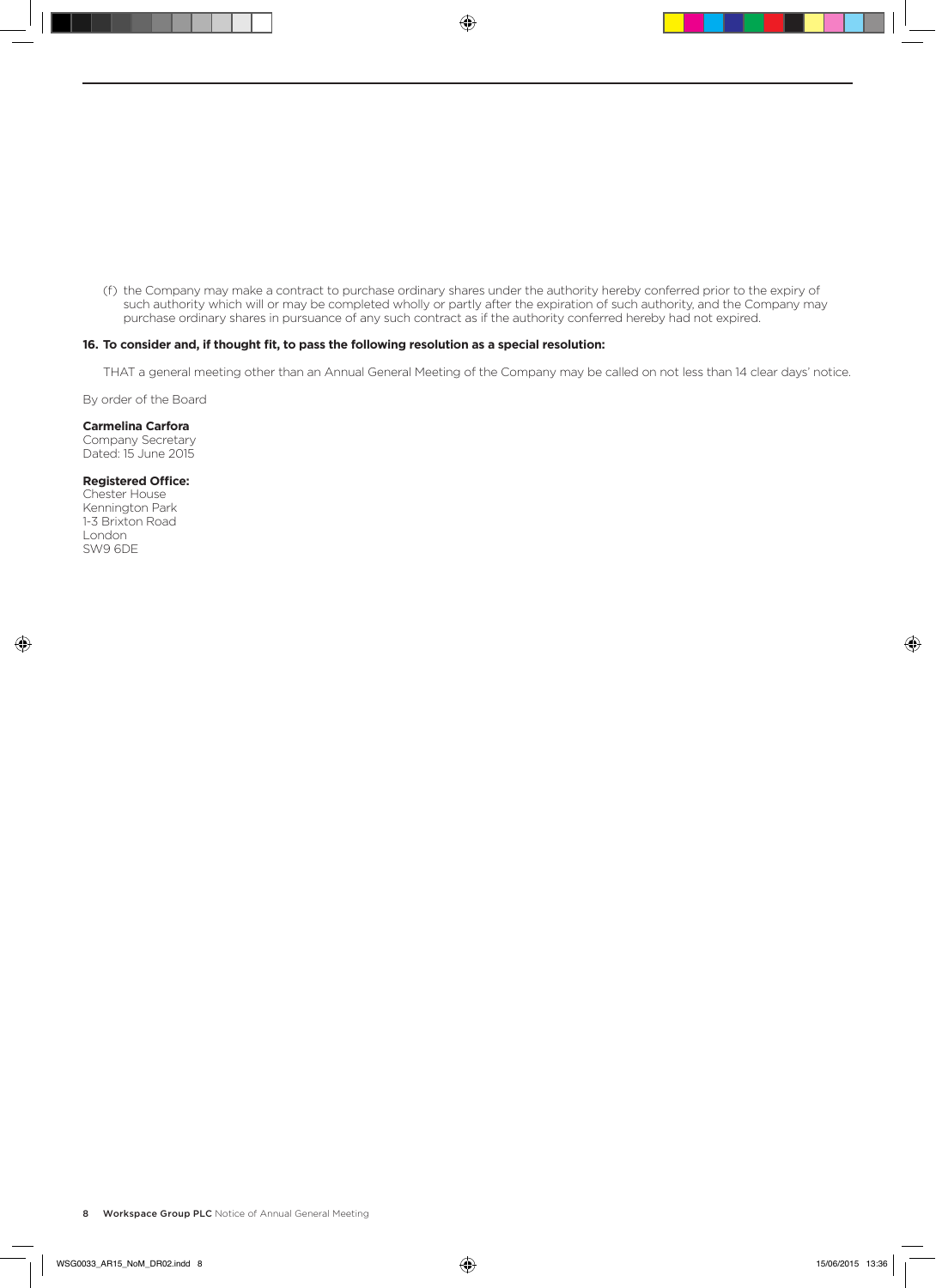(f) the Company may make a contract to purchase ordinary shares under the authority hereby conferred prior to the expiry of such authority which will or may be completed wholly or partly after the expiration of such authority, and the Company may purchase ordinary shares in pursuance of any such contract as if the authority conferred hereby had not expired.

**16. To consider and, if thought fit, to pass the following resolution as a special resolution:**

THAT a general meeting other than an Annual General Meeting of the Company may be called on not less than 14 clear days' notice.

By order of the Board

**Carmelina Carfora**
Company Secretary
Dated: 15 June 2015

**Registered Office:**
Chester House
Kennington Park
1-3 Brixton Road
London
SW9 6DE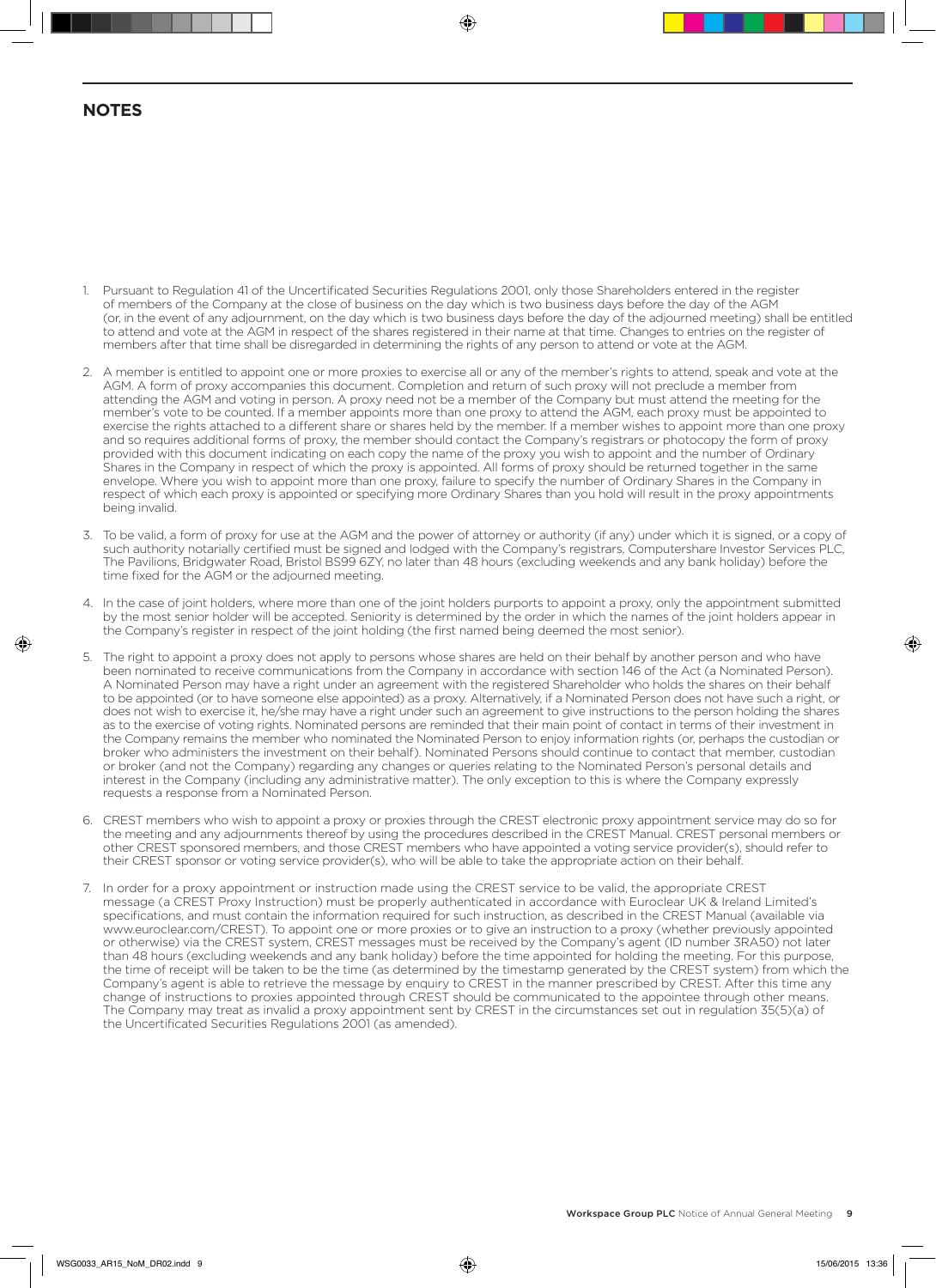## NOTES

1. Pursuant to Regulation 41 of the Uncertificated Securities Regulations 2001, only those Shareholders entered in the register of members of the Company at the close of business on the day which is two business days before the day of the AGM (or, in the event of any adjournment, on the day which is two business days before the day of the adjourned meeting) shall be entitled to attend and vote at the AGM in respect of the shares registered in their name at that time. Changes to entries on the register of members after that time shall be disregarded in determining the rights of any person to attend or vote at the AGM.

2. A member is entitled to appoint one or more proxies to exercise all or any of the member's rights to attend, speak and vote at the AGM. A form of proxy accompanies this document. Completion and return of such proxy will not preclude a member from attending the AGM and voting in person. A proxy need not be a member of the Company but must attend the meeting for the member's vote to be counted. If a member appoints more than one proxy to attend the AGM, each proxy must be appointed to exercise the rights attached to a different share or shares held by the member. If a member wishes to appoint more than one proxy and so requires additional forms of proxy, the member should contact the Company's registrars or photocopy the form of proxy provided with this document indicating on each copy the name of the proxy you wish to appoint and the number of Ordinary Shares in the Company in respect of which the proxy is appointed. All forms of proxy should be returned together in the same envelope. Where you wish to appoint more than one proxy, failure to specify the number of Ordinary Shares in the Company in respect of which each proxy is appointed or specifying more Ordinary Shares than you hold will result in the proxy appointments being invalid.

3. To be valid, a form of proxy for use at the AGM and the power of attorney or authority (if any) under which it is signed, or a copy of such authority notarially certified must be signed and lodged with the Company's registrars, Computershare Investor Services PLC, The Pavilions, Bridgwater Road, Bristol BS99 6ZY, no later than 48 hours (excluding weekends and any bank holiday) before the time fixed for the AGM or the adjourned meeting.

4. In the case of joint holders, where more than one of the joint holders purports to appoint a proxy, only the appointment submitted by the most senior holder will be accepted. Seniority is determined by the order in which the names of the joint holders appear in the Company's register in respect of the joint holding (the first named being deemed the most senior).

5. The right to appoint a proxy does not apply to persons whose shares are held on their behalf by another person and who have been nominated to receive communications from the Company in accordance with section 146 of the Act (a Nominated Person). A Nominated Person may have a right under an agreement with the registered Shareholder who holds the shares on their behalf to be appointed (or to have someone else appointed) as a proxy. Alternatively, if a Nominated Person does not have such a right, or does not wish to exercise it, he/she may have a right under such an agreement to give instructions to the person holding the shares as to the exercise of voting rights. Nominated persons are reminded that their main point of contact in terms of their investment in the Company remains the member who nominated the Nominated Person to enjoy information rights (or, perhaps the custodian or broker who administers the investment on their behalf). Nominated Persons should continue to contact that member, custodian or broker (and not the Company) regarding any changes or queries relating to the Nominated Person's personal details and interest in the Company (including any administrative matter). The only exception to this is where the Company expressly requests a response from a Nominated Person.

6. CREST members who wish to appoint a proxy or proxies through the CREST electronic proxy appointment service may do so for the meeting and any adjournments thereof by using the procedures described in the CREST Manual. CREST personal members or other CREST sponsored members, and those CREST members who have appointed a voting service provider(s), should refer to their CREST sponsor or voting service provider(s), who will be able to take the appropriate action on their behalf.

7. In order for a proxy appointment or instruction made using the CREST service to be valid, the appropriate CREST message (a CREST Proxy Instruction) must be properly authenticated in accordance with Euroclear UK & Ireland Limited's specifications, and must contain the information required for such instruction, as described in the CREST Manual (available via www.euroclear.com/CREST). To appoint one or more proxies or to give an instruction to a proxy (whether previously appointed or otherwise) via the CREST system, CREST messages must be received by the Company's agent (ID number 3RA50) not later than 48 hours (excluding weekends and any bank holiday) before the time appointed for holding the meeting. For this purpose, the time of receipt will be taken to be the time (as determined by the timestamp generated by the CREST system) from which the Company's agent is able to retrieve the message by enquiry to CREST in the manner prescribed by CREST. After this time any change of instructions to proxies appointed through CREST should be communicated to the appointee through other means. The Company may treat as invalid a proxy appointment sent by CREST in the circumstances set out in regulation 35(5)(a) of the Uncertificated Securities Regulations 2001 (as amended).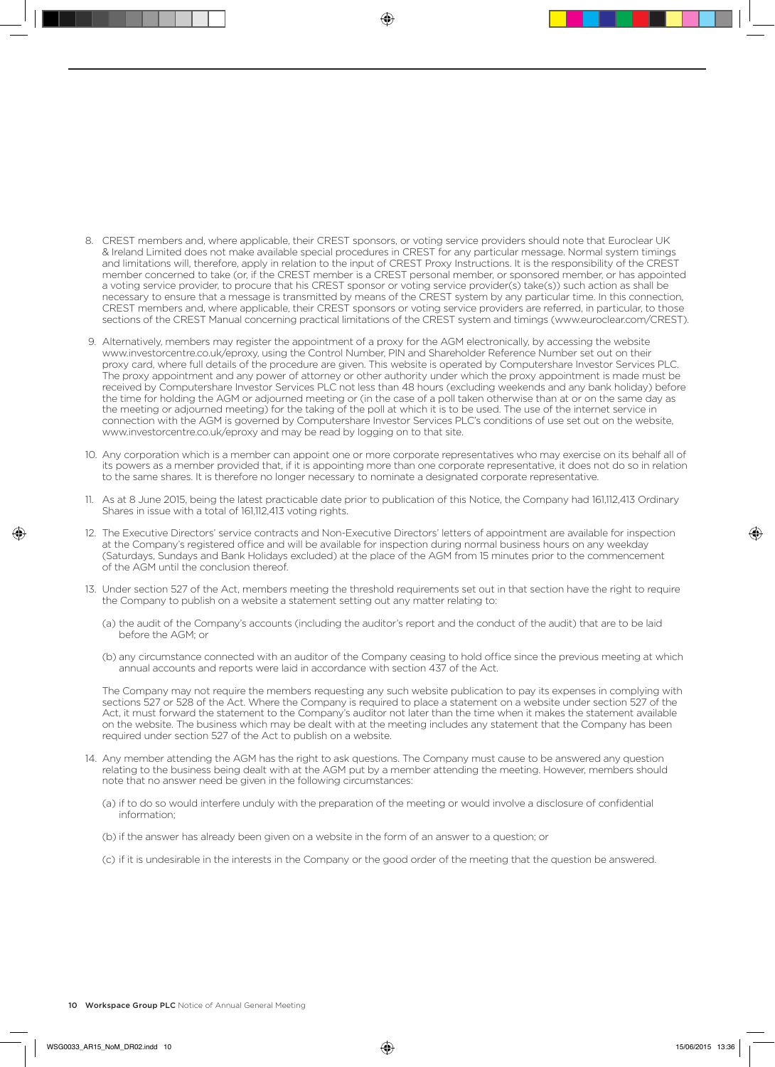8. CREST members and, where applicable, their CREST sponsors, or voting service providers should note that Euroclear UK & Ireland Limited does not make available special procedures in CREST for any particular message. Normal system timings and limitations will, therefore, apply in relation to the input of CREST Proxy Instructions. It is the responsibility of the CREST member concerned to take (or, if the CREST member is a CREST personal member, or sponsored member, or has appointed a voting service provider, to procure that his CREST sponsor or voting service provider(s) take(s)) such action as shall be necessary to ensure that a message is transmitted by means of the CREST system by any particular time. In this connection, CREST members and, where applicable, their CREST sponsors or voting service providers are referred, in particular, to those sections of the CREST Manual concerning practical limitations of the CREST system and timings (www.euroclear.com/CREST).

9. Alternatively, members may register the appointment of a proxy for the AGM electronically, by accessing the website www.investorcentre.co.uk/eproxy, using the Control Number, PIN and Shareholder Reference Number set out on their proxy card, where full details of the procedure are given. This website is operated by Computershare Investor Services PLC. The proxy appointment and any power of attorney or other authority under which the proxy appointment is made must be received by Computershare Investor Services PLC not less than 48 hours (excluding weekends and any bank holiday) before the time for holding the AGM or adjourned meeting or (in the case of a poll taken otherwise than at or on the same day as the meeting or adjourned meeting) for the taking of the poll at which it is to be used. The use of the internet service in connection with the AGM is governed by Computershare Investor Services PLC's conditions of use set out on the website, www.investorcentre.co.uk/eproxy and may be read by logging on to that site.

10. Any corporation which is a member can appoint one or more corporate representatives who may exercise on its behalf all of its powers as a member provided that, if it is appointing more than one corporate representative, it does not do so in relation to the same shares. It is therefore no longer necessary to nominate a designated corporate representative.

11. As at 8 June 2015, being the latest practicable date prior to publication of this Notice, the Company had 161,112,413 Ordinary Shares in issue with a total of 161,112,413 voting rights.

12. The Executive Directors' service contracts and Non-Executive Directors' letters of appointment are available for inspection at the Company's registered office and will be available for inspection during normal business hours on any weekday (Saturdays, Sundays and Bank Holidays excluded) at the place of the AGM from 15 minutes prior to the commencement of the AGM until the conclusion thereof.

13. Under section 527 of the Act, members meeting the threshold requirements set out in that section have the right to require the Company to publish on a website a statement setting out any matter relating to:

    (a) the audit of the Company's accounts (including the auditor's report and the conduct of the audit) that are to be laid before the AGM; or

    (b) any circumstance connected with an auditor of the Company ceasing to hold office since the previous meeting at which annual accounts and reports were laid in accordance with section 437 of the Act.

    The Company may not require the members requesting any such website publication to pay its expenses in complying with sections 527 or 528 of the Act. Where the Company is required to place a statement on a website under section 527 of the Act, it must forward the statement to the Company's auditor not later than the time when it makes the statement available on the website. The business which may be dealt with at the meeting includes any statement that the Company has been required under section 527 of the Act to publish on a website.

14. Any member attending the AGM has the right to ask questions. The Company must cause to be answered any question relating to the business being dealt with at the AGM put by a member attending the meeting. However, members should note that no answer need be given in the following circumstances:

    (a) if to do so would interfere unduly with the preparation of the meeting or would involve a disclosure of confidential information;

    (b) if the answer has already been given on a website in the form of an answer to a question; or

    (c) if it is undesirable in the interests in the Company or the good order of the meeting that the question be answered.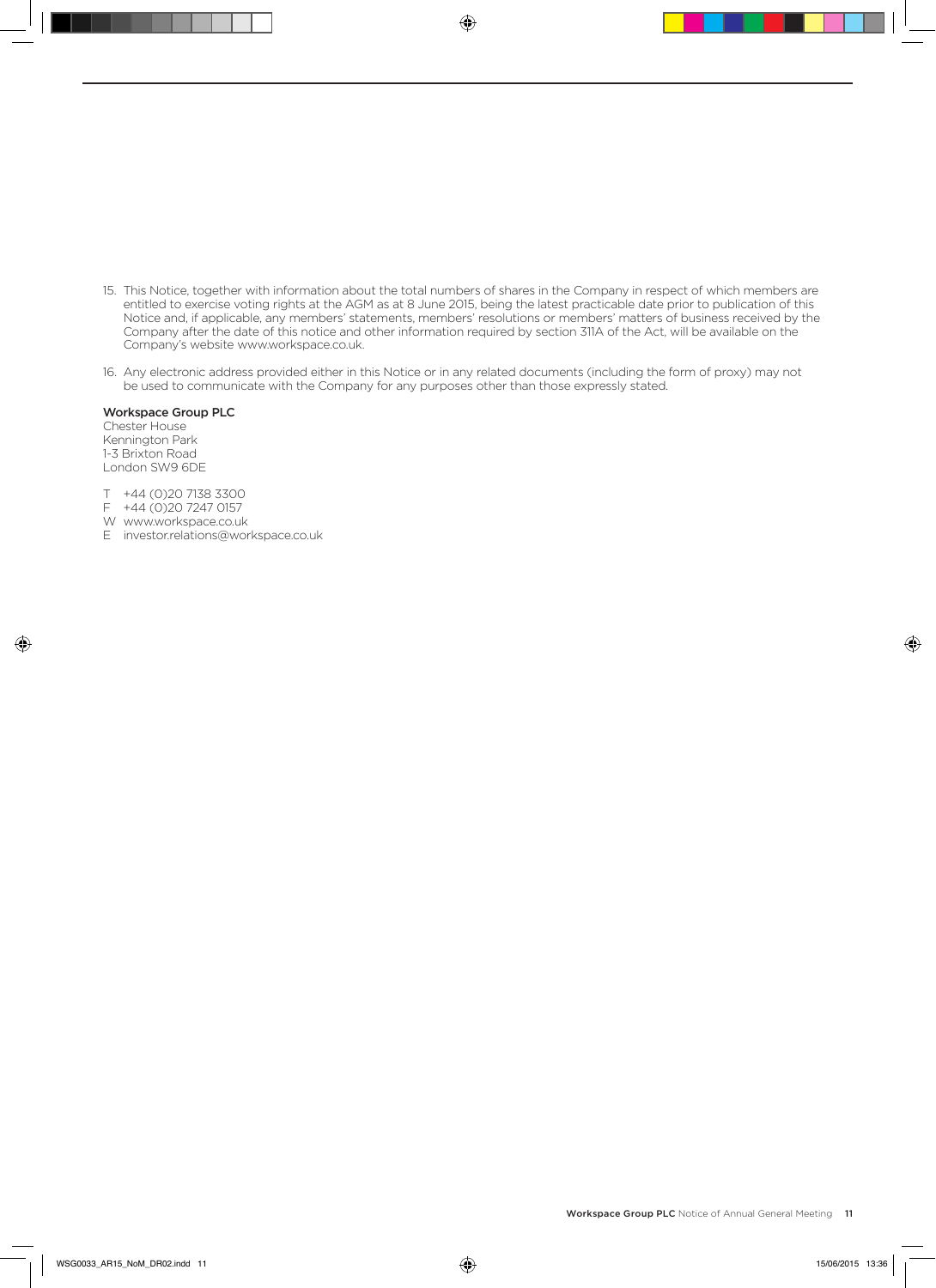15. This Notice, together with information about the total numbers of shares in the Company in respect of which members are entitled to exercise voting rights at the AGM as at 8 June 2015, being the latest practicable date prior to publication of this Notice and, if applicable, any members' statements, members' resolutions or members' matters of business received by the Company after the date of this notice and other information required by section 311A of the Act, will be available on the Company's website www.workspace.co.uk.

16. Any electronic address provided either in this Notice or in any related documents (including the form of proxy) may not be used to communicate with the Company for any purposes other than those expressly stated.

**Workspace Group PLC**
Chester House
Kennington Park
1-3 Brixton Road
London SW9 6DE

T +44 (0)20 7138 3300
F +44 (0)20 7247 0157
W www.workspace.co.uk
E investor.relations@workspace.co.uk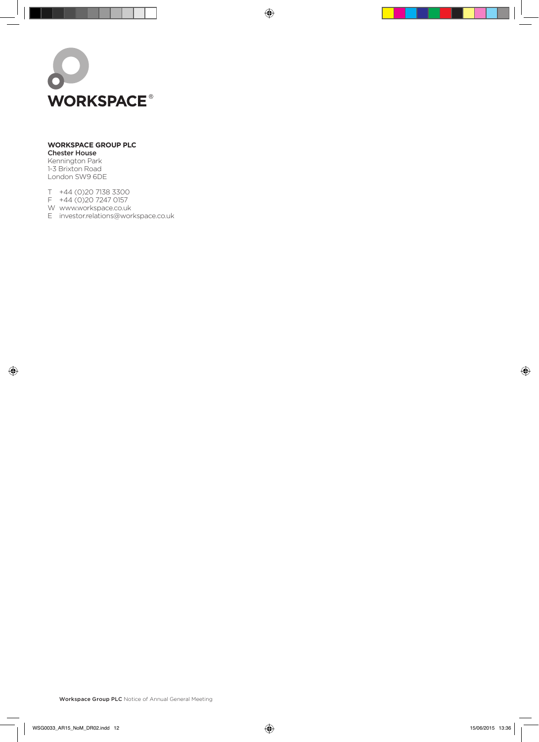WORKSPACE®

**WORKSPACE GROUP PLC**
**Chester House**
Kennington Park
1-3 Brixton Road
London SW9 6DE

T +44 (0)20 7138 3300
F +44 (0)20 7247 0157
W www.workspace.co.uk
E investor.relations@workspace.co.uk